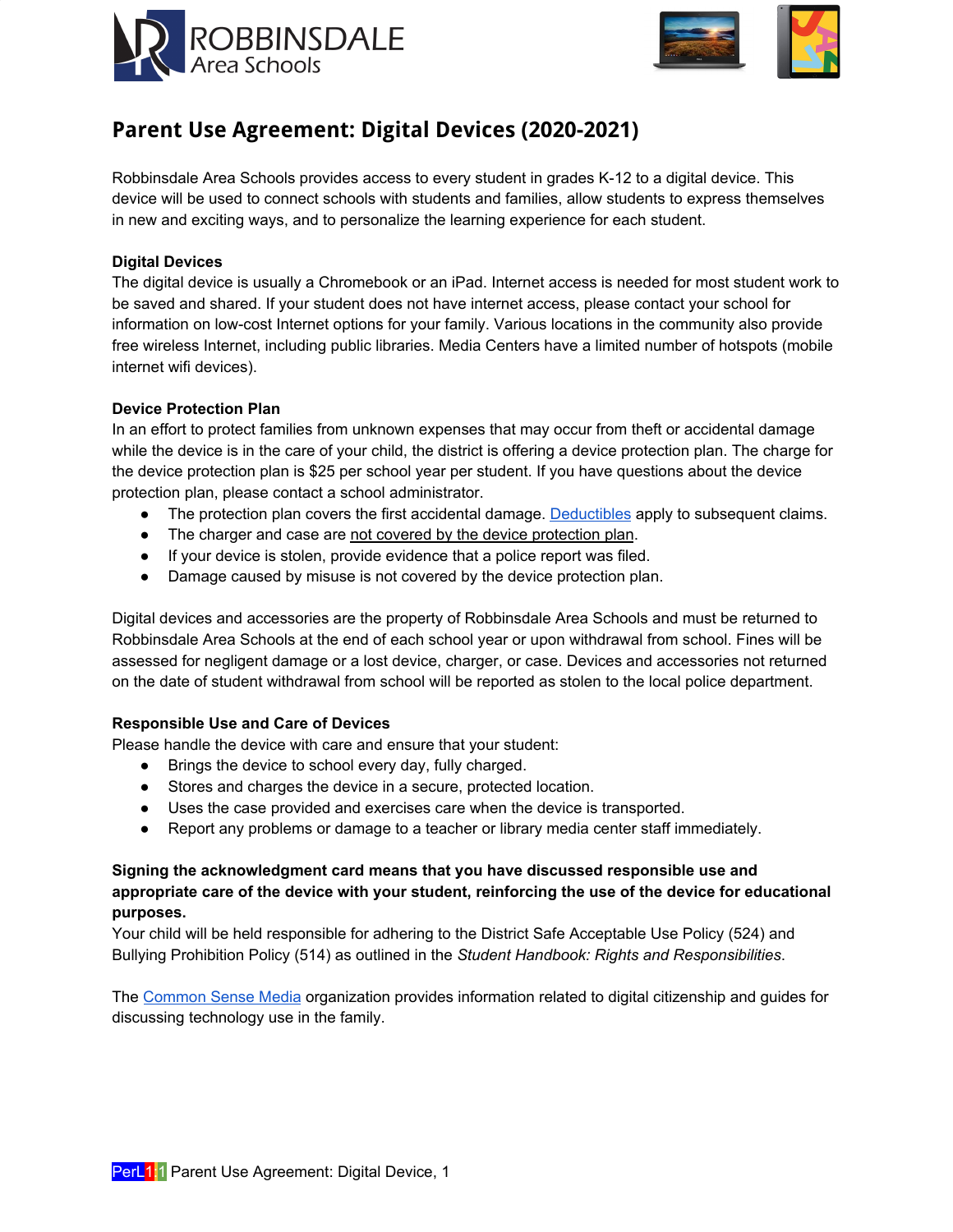ROBBINSDALE
Area Schools

# Parent Use Agreement: Digital Devices (2020-2021)

Robbinsdale Area Schools provides access to every student in grades K-12 to a digital device. This device will be used to connect schools with students and families, allow students to express themselves in new and exciting ways, and to personalize the learning experience for each student.

**Digital Devices**

The digital device is usually a Chromebook or an iPad. Internet access is needed for most student work to be saved and shared. If your student does not have internet access, please contact your school for information on low-cost Internet options for your family. Various locations in the community also provide free wireless Internet, including public libraries. Media Centers have a limited number of hotspots (mobile internet wifi devices).

**Device Protection Plan**

In an effort to protect families from unknown expenses that may occur from theft or accidental damage while the device is in the care of your child, the district is offering a device protection plan. The charge for the device protection plan is $25 per school year per student. If you have questions about the device protection plan, please contact a school administrator.

- The protection plan covers the first accidental damage. Deductibles apply to subsequent claims.
- The charger and case are not covered by the device protection plan.
- If your device is stolen, provide evidence that a police report was filed.
- Damage caused by misuse is not covered by the device protection plan.

Digital devices and accessories are the property of Robbinsdale Area Schools and must be returned to Robbinsdale Area Schools at the end of each school year or upon withdrawal from school. Fines will be assessed for negligent damage or a lost device, charger, or case. Devices and accessories not returned on the date of student withdrawal from school will be reported as stolen to the local police department.

**Responsible Use and Care of Devices**

Please handle the device with care and ensure that your student:

- Brings the device to school every day, fully charged.
- Stores and charges the device in a secure, protected location.
- Uses the case provided and exercises care when the device is transported.
- Report any problems or damage to a teacher or library media center staff immediately.

**Signing the acknowledgment card means that you have discussed responsible use and appropriate care of the device with your student, reinforcing the use of the device for educational purposes.**

Your child will be held responsible for adhering to the District Safe Acceptable Use Policy (524) and Bullying Prohibition Policy (514) as outlined in the *Student Handbook: Rights and Responsibilities*.

The Common Sense Media organization provides information related to digital citizenship and guides for discussing technology use in the family.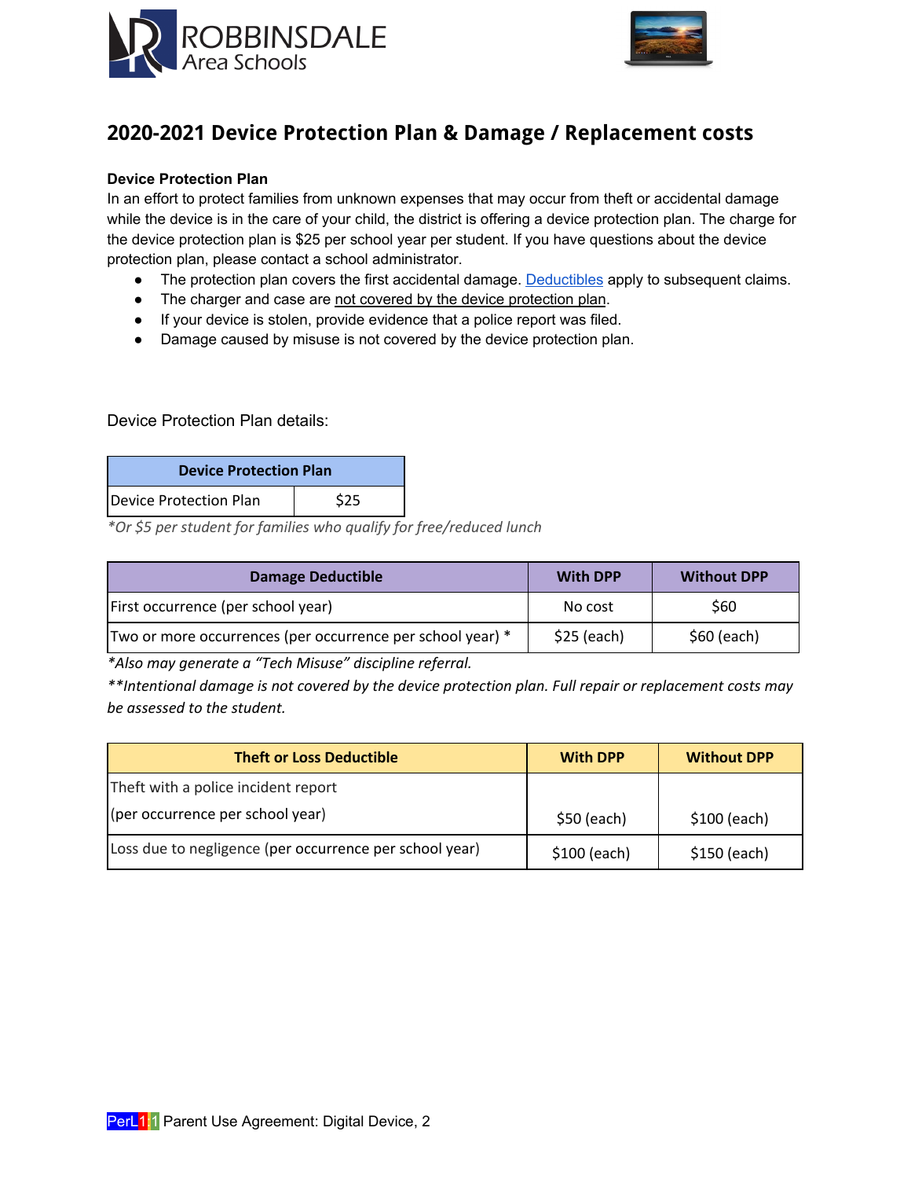ROBBINSDALE
Area Schools

# 2020-2021 Device Protection Plan & Damage / Replacement costs

**Device Protection Plan**

In an effort to protect families from unknown expenses that may occur from theft or accidental damage while the device is in the care of your child, the district is offering a device protection plan. The charge for the device protection plan is $25 per school year per student. If you have questions about the device protection plan, please contact a school administrator.

- The protection plan covers the first accidental damage. Deductibles apply to subsequent claims.
- The charger and case are not covered by the device protection plan.
- If your device is stolen, provide evidence that a police report was filed.
- Damage caused by misuse is not covered by the device protection plan.

Device Protection Plan details:

| Device Protection Plan | |
|---|---|
| Device Protection Plan | $25 |

*\*Or $5 per student for families who qualify for free/reduced lunch*

| Damage Deductible | With DPP | Without DPP |
|---|---|---|
| First occurrence (per school year) | No cost | $60 |
| Two or more occurrences (per occurrence per school year) * | $25 (each) | $60 (each) |

*\*Also may generate a "Tech Misuse" discipline referral.*

*\*\*Intentional damage is not covered by the device protection plan. Full repair or replacement costs may be assessed to the student.*

| Theft or Loss Deductible | With DPP | Without DPP |
|---|---|---|
| Theft with a police incident report (per occurrence per school year) | $50 (each) | $100 (each) |
| Loss due to negligence (per occurrence per school year) | $100 (each) | $150 (each) |

PerL1:1 Parent Use Agreement: Digital Device, 2